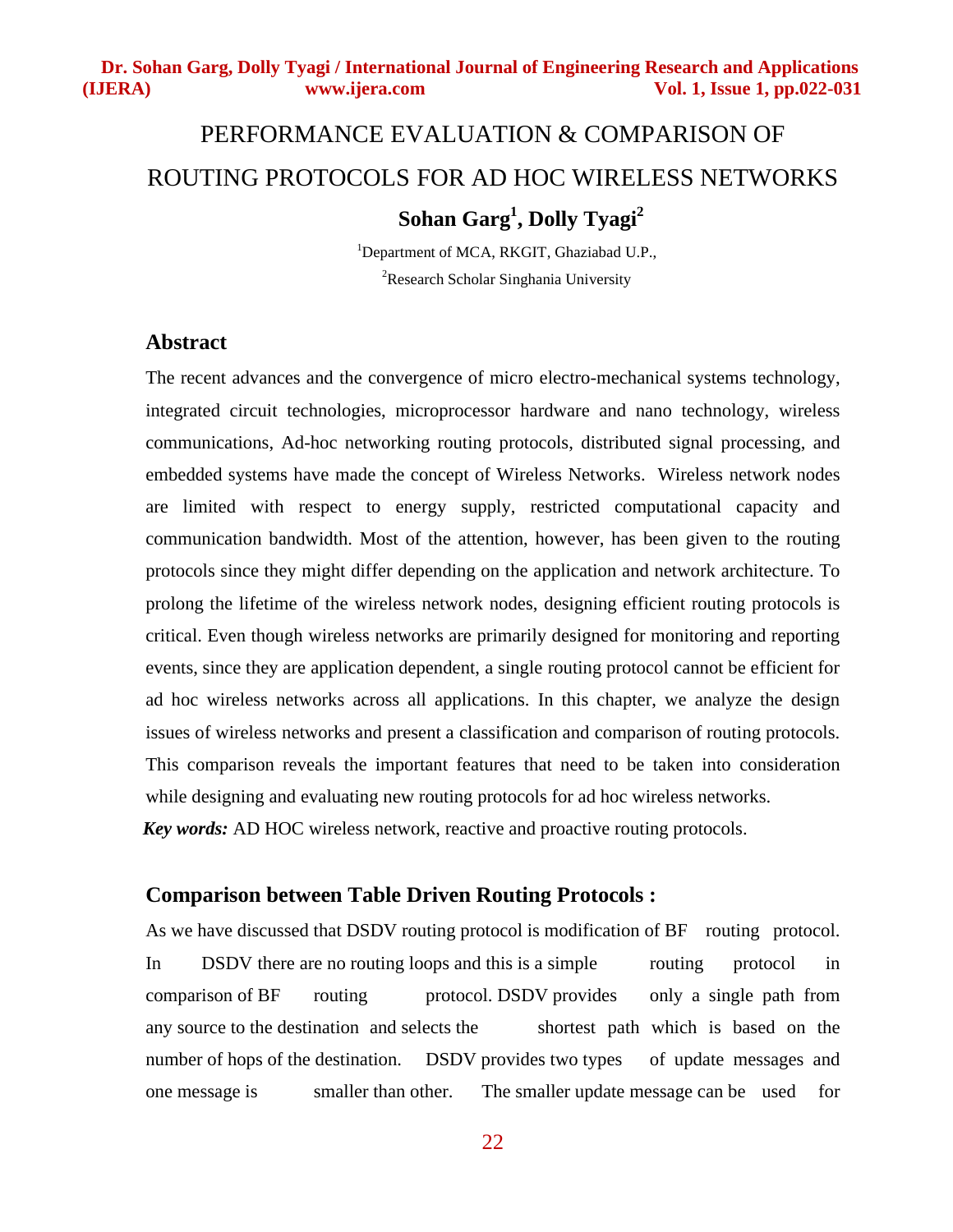# PERFORMANCE EVALUATION & COMPARISON OF ROUTING PROTOCOLS FOR AD HOC WIRELESS NETWORKS

**Sohan Garg[1], Dolly Tyagi[2]**

[1]Department of MCA, RKGIT, Ghaziabad U.P.,

[2]Research Scholar Singhania University

## Abstract

The recent advances and the convergence of micro electro-mechanical systems technology, integrated circuit technologies, microprocessor hardware and nano technology, wireless communications, Ad-hoc networking routing protocols, distributed signal processing, and embedded systems have made the concept of Wireless Networks. Wireless network nodes are limited with respect to energy supply, restricted computational capacity and communication bandwidth. Most of the attention, however, has been given to the routing protocols since they might differ depending on the application and network architecture. To prolong the lifetime of the wireless network nodes, designing efficient routing protocols is critical. Even though wireless networks are primarily designed for monitoring and reporting events, since they are application dependent, a single routing protocol cannot be efficient for ad hoc wireless networks across all applications. In this chapter, we analyze the design issues of wireless networks and present a classification and comparison of routing protocols. This comparison reveals the important features that need to be taken into consideration while designing and evaluating new routing protocols for ad hoc wireless networks.

***Key words:*** AD HOC wireless network, reactive and proactive routing protocols.

## Comparison between Table Driven Routing Protocols :

As we have discussed that DSDV routing protocol is modification of BF routing protocol. In DSDV there are no routing loops and this is a simple routing protocol in comparison of BF routing protocol. DSDV provides only a single path from any source to the destination and selects the shortest path which is based on the number of hops of the destination. DSDV provides two types of update messages and one message is smaller than other. The smaller update message can be used for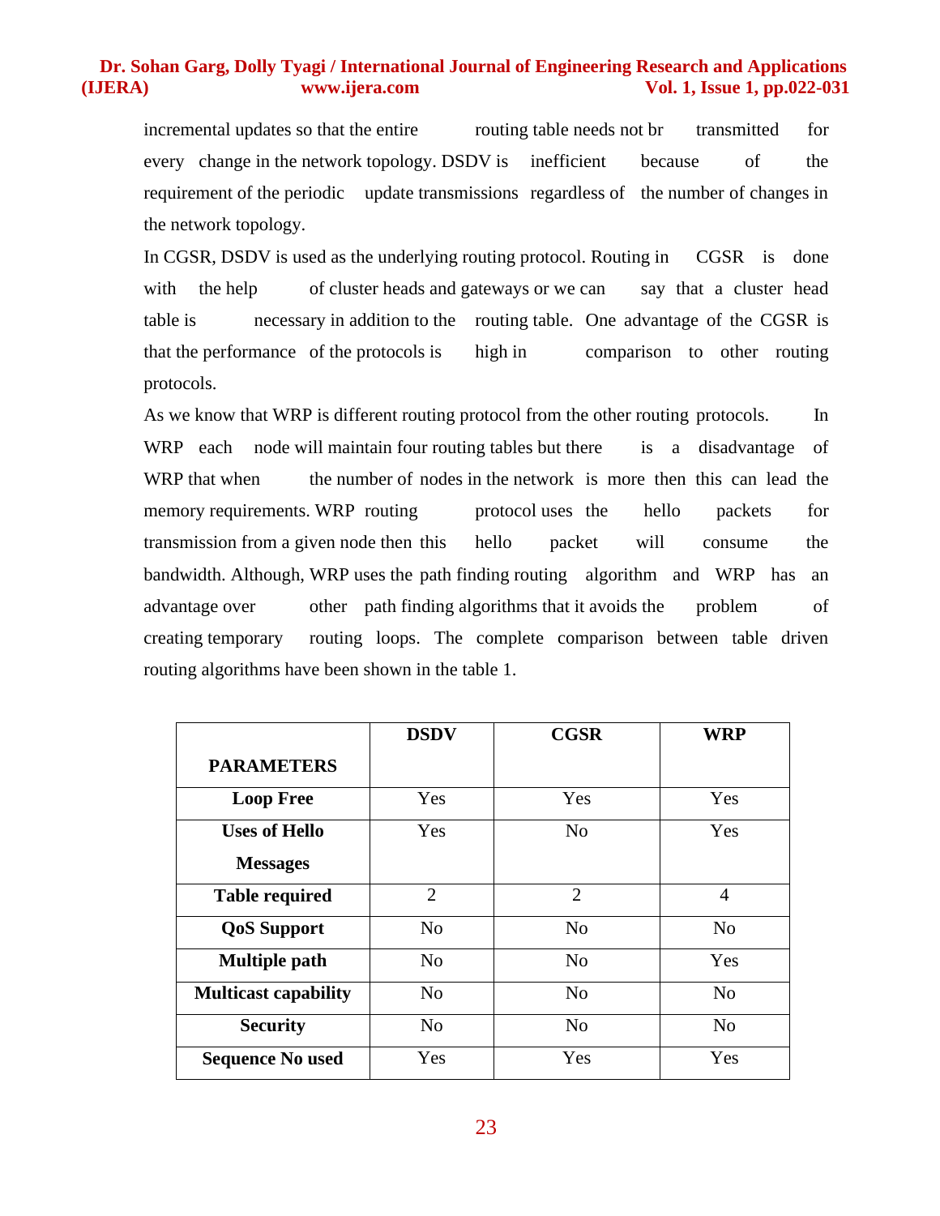incremental updates so that the entire routing table needs not br transmitted for every change in the network topology. DSDV is inefficient because of the requirement of the periodic update transmissions regardless of the number of changes in the network topology.

In CGSR, DSDV is used as the underlying routing protocol. Routing in CGSR is done with the help of cluster heads and gateways or we can say that a cluster head table is necessary in addition to the routing table. One advantage of the CGSR is that the performance of the protocols is high in comparison to other routing protocols.

As we know that WRP is different routing protocol from the other routing protocols. In WRP each node will maintain four routing tables but there is a disadvantage of WRP that when the number of nodes in the network is more then this can lead the memory requirements. WRP routing protocol uses the hello packets for transmission from a given node then this hello packet will consume the bandwidth. Although, WRP uses the path finding routing algorithm and WRP has an advantage over other path finding algorithms that it avoids the problem of creating temporary routing loops. The complete comparison between table driven routing algorithms have been shown in the table 1.

| **PARAMETERS** | **DSDV** | **CGSR** | **WRP** |
|---|---|---|---|
| **Loop Free** | Yes | Yes | Yes |
| **Uses of Hello Messages** | Yes | No | Yes |
| **Table required** | 2 | 2 | 4 |
| **QoS Support** | No | No | No |
| **Multiple path** | No | No | Yes |
| **Multicast capability** | No | No | No |
| **Security** | No | No | No |
| **Sequence No used** | Yes | Yes | Yes |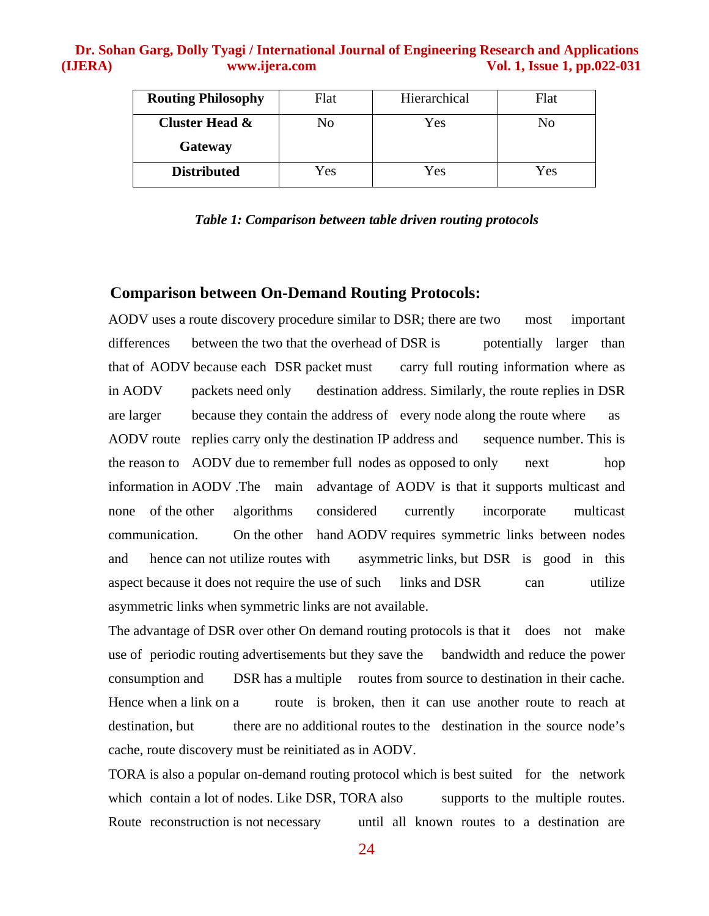| Routing Philosophy | Flat | Hierarchical | Flat |
|---|---|---|---|
| **Cluster Head & Gateway** | No | Yes | No |
| **Distributed** | Yes | Yes | Yes |

***Table 1: Comparison between table driven routing protocols***

## Comparison between On-Demand Routing Protocols:

AODV uses a route discovery procedure similar to DSR; there are two most important differences between the two that the overhead of DSR is potentially larger than that of AODV because each DSR packet must carry full routing information where as in AODV packets need only destination address. Similarly, the route replies in DSR are larger because they contain the address of every node along the route where as AODV route replies carry only the destination IP address and sequence number. This is the reason to AODV due to remember full nodes as opposed to only next hop information in AODV .The main advantage of AODV is that it supports multicast and none of the other algorithms considered currently incorporate multicast communication. On the other hand AODV requires symmetric links between nodes and hence can not utilize routes with asymmetric links, but DSR is good in this aspect because it does not require the use of such links and DSR can utilize asymmetric links when symmetric links are not available.

The advantage of DSR over other On demand routing protocols is that it does not make use of periodic routing advertisements but they save the bandwidth and reduce the power consumption and DSR has a multiple routes from source to destination in their cache. Hence when a link on a route is broken, then it can use another route to reach at destination, but there are no additional routes to the destination in the source node's cache, route discovery must be reinitiated as in AODV.

TORA is also a popular on-demand routing protocol which is best suited for the network which contain a lot of nodes. Like DSR, TORA also supports to the multiple routes. Route reconstruction is not necessary until all known routes to a destination are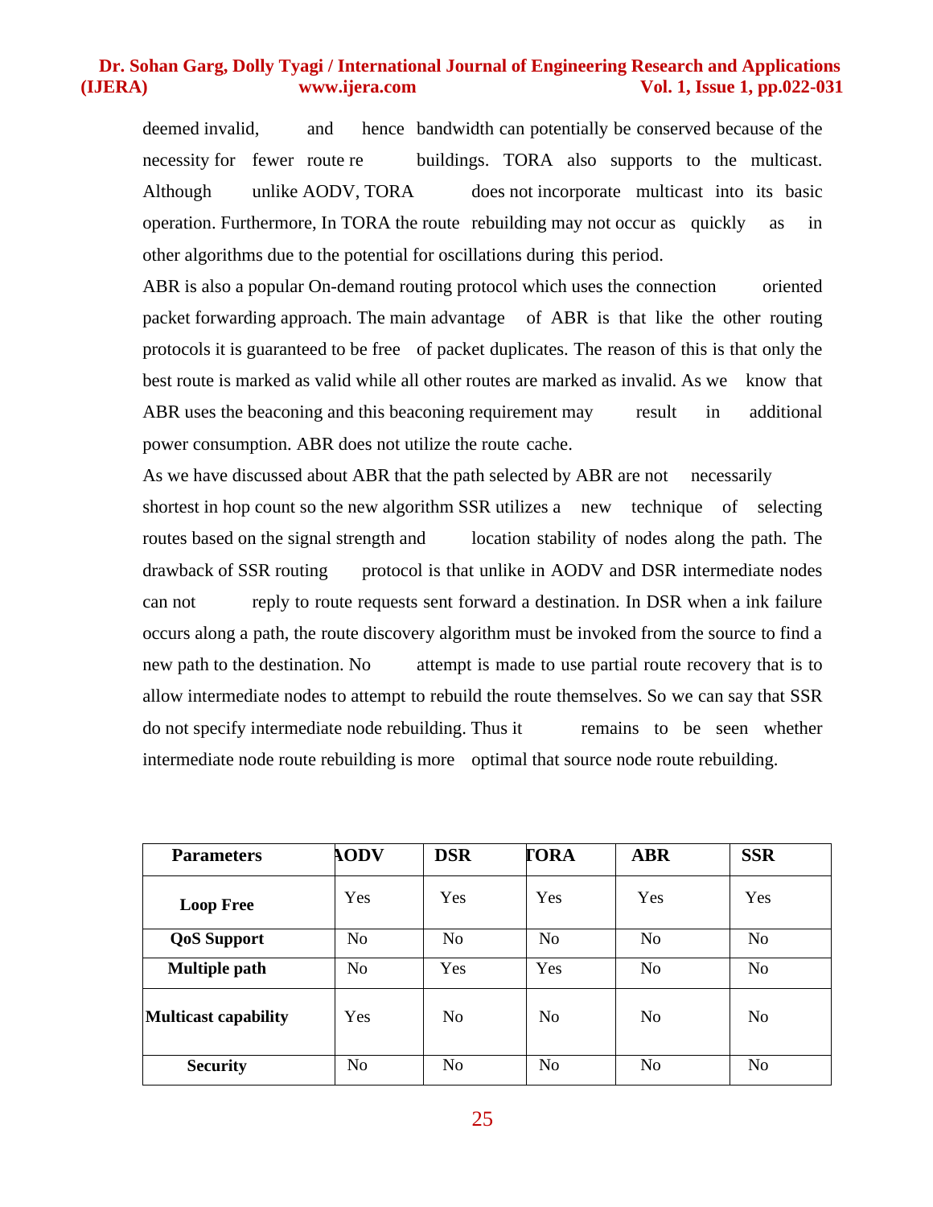deemed invalid, and hence bandwidth can potentially be conserved because of the necessity for fewer route re buildings. TORA also supports to the multicast. Although unlike AODV, TORA does not incorporate multicast into its basic operation. Furthermore, In TORA the route rebuilding may not occur as quickly as in other algorithms due to the potential for oscillations during this period.

ABR is also a popular On-demand routing protocol which uses the connection oriented packet forwarding approach. The main advantage of ABR is that like the other routing protocols it is guaranteed to be free of packet duplicates. The reason of this is that only the best route is marked as valid while all other routes are marked as invalid. As we know that ABR uses the beaconing and this beaconing requirement may result in additional power consumption. ABR does not utilize the route cache.

As we have discussed about ABR that the path selected by ABR are not necessarily shortest in hop count so the new algorithm SSR utilizes a new technique of selecting routes based on the signal strength and location stability of nodes along the path. The drawback of SSR routing protocol is that unlike in AODV and DSR intermediate nodes can not reply to route requests sent forward a destination. In DSR when a ink failure occurs along a path, the route discovery algorithm must be invoked from the source to find a new path to the destination. No attempt is made to use partial route recovery that is to allow intermediate nodes to attempt to rebuild the route themselves. So we can say that SSR do not specify intermediate node rebuilding. Thus it remains to be seen whether intermediate node route rebuilding is more optimal that source node route rebuilding.

| Parameters | AODV | DSR | TORA | ABR | SSR |
|---|---|---|---|---|---|
| Loop Free | Yes | Yes | Yes | Yes | Yes |
| QoS Support | No | No | No | No | No |
| Multiple path | No | Yes | Yes | No | No |
| Multicast capability | Yes | No | No | No | No |
| Security | No | No | No | No | No |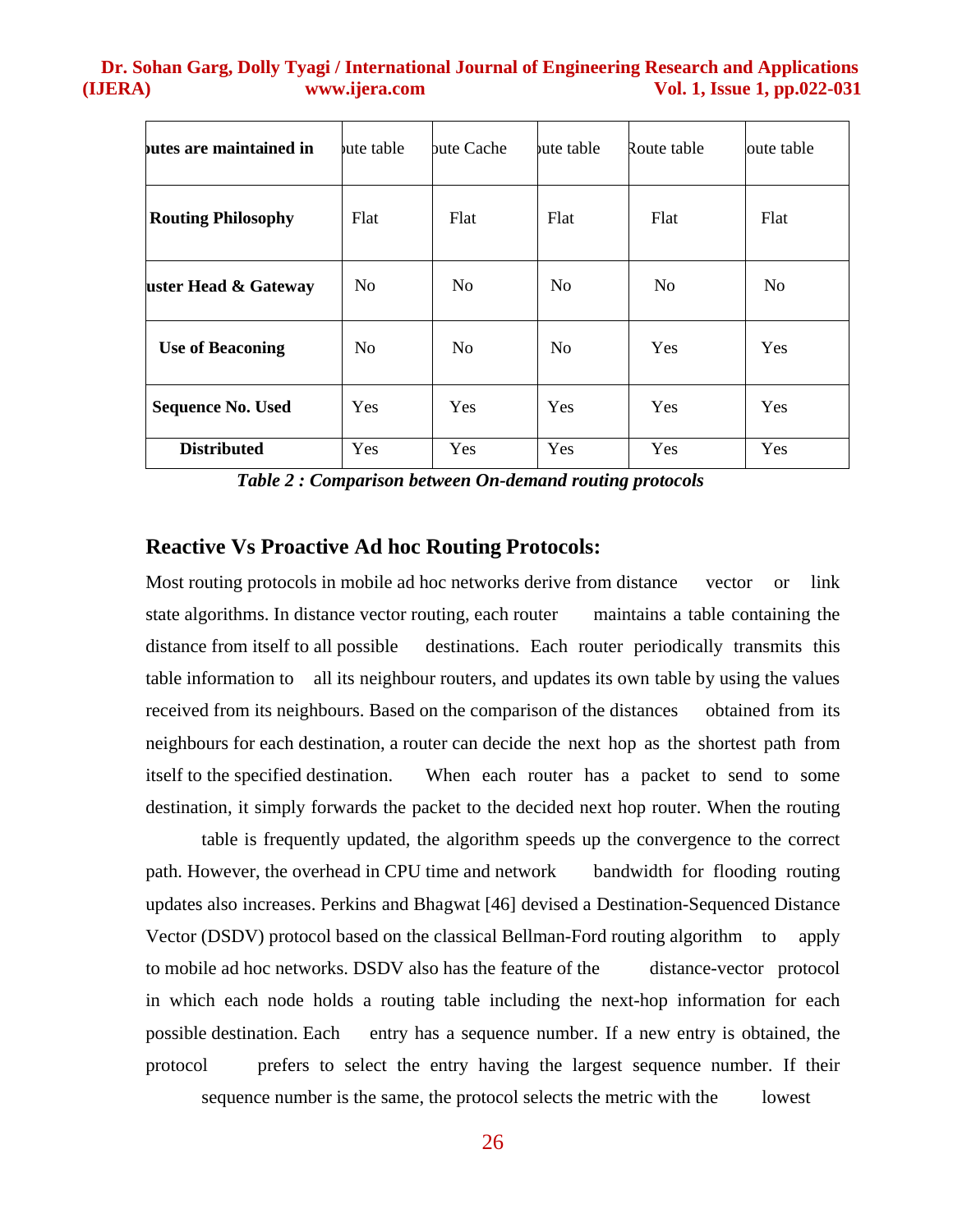| outes are maintained in | oute table | oute Cache | oute table | Route table | oute table |
|---|---|---|---|---|---|
| **Routing Philosophy** | Flat | Flat | Flat | Flat | Flat |
| **uster Head & Gateway** | No | No | No | No | No |
| **Use of Beaconing** | No | No | No | Yes | Yes |
| **Sequence No. Used** | Yes | Yes | Yes | Yes | Yes |
| **Distributed** | Yes | Yes | Yes | Yes | Yes |

***Table 2 : Comparison between On-demand routing protocols***

## Reactive Vs Proactive Ad hoc Routing Protocols:

Most routing protocols in mobile ad hoc networks derive from distance vector or link state algorithms. In distance vector routing, each router maintains a table containing the distance from itself to all possible destinations. Each router periodically transmits this table information to all its neighbour routers, and updates its own table by using the values received from its neighbours. Based on the comparison of the distances obtained from its neighbours for each destination, a router can decide the next hop as the shortest path from itself to the specified destination. When each router has a packet to send to some destination, it simply forwards the packet to the decided next hop router. When the routing table is frequently updated, the algorithm speeds up the convergence to the correct path. However, the overhead in CPU time and network bandwidth for flooding routing updates also increases. Perkins and Bhagwat [46] devised a Destination-Sequenced Distance Vector (DSDV) protocol based on the classical Bellman-Ford routing algorithm to apply to mobile ad hoc networks. DSDV also has the feature of the distance-vector protocol in which each node holds a routing table including the next-hop information for each possible destination. Each entry has a sequence number. If a new entry is obtained, the protocol prefers to select the entry having the largest sequence number. If their sequence number is the same, the protocol selects the metric with the lowest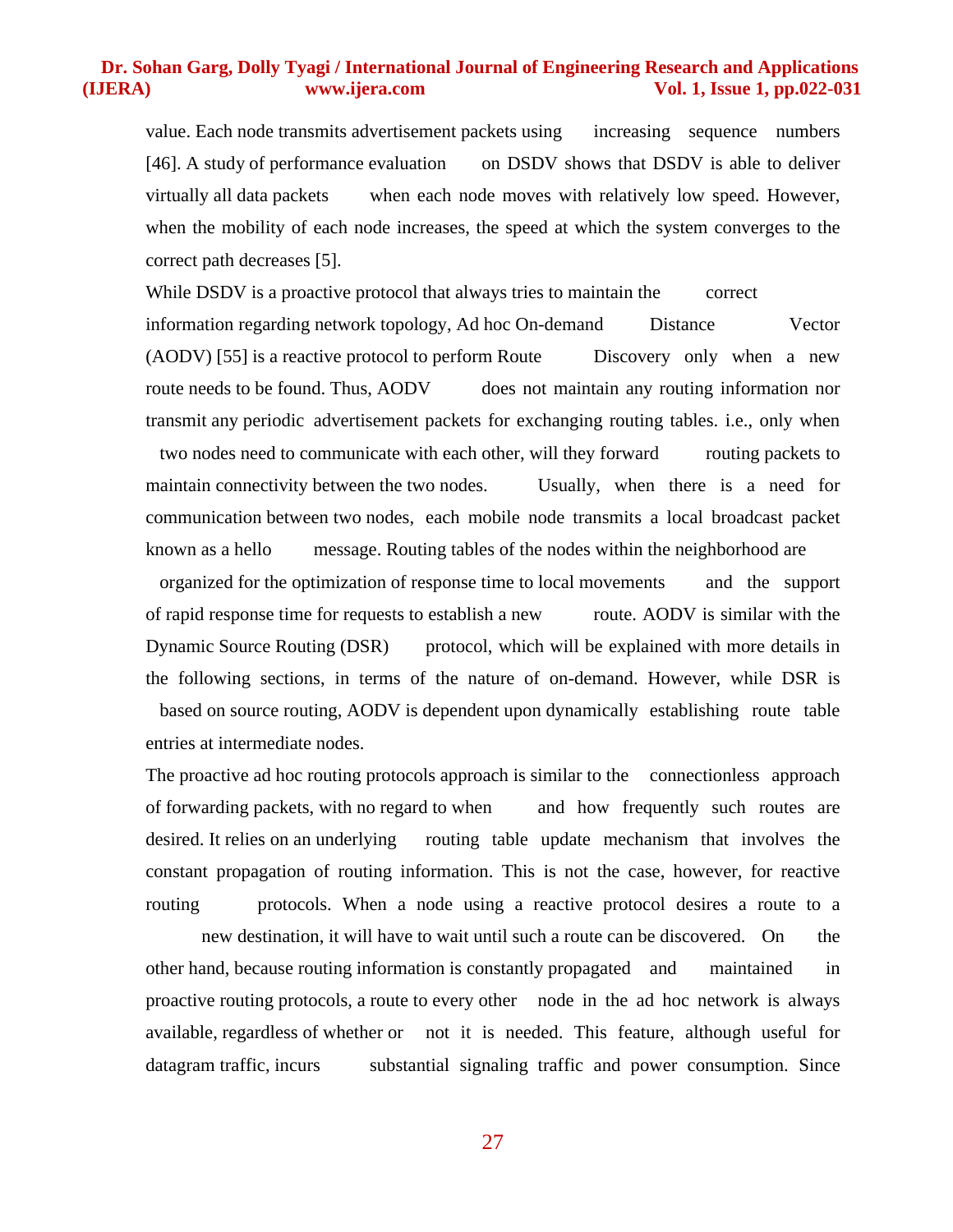value. Each node transmits advertisement packets using increasing sequence numbers [46]. A study of performance evaluation on DSDV shows that DSDV is able to deliver virtually all data packets when each node moves with relatively low speed. However, when the mobility of each node increases, the speed at which the system converges to the correct path decreases [5].

While DSDV is a proactive protocol that always tries to maintain the correct information regarding network topology, Ad hoc On-demand Distance Vector (AODV) [55] is a reactive protocol to perform Route Discovery only when a new route needs to be found. Thus, AODV does not maintain any routing information nor transmit any periodic advertisement packets for exchanging routing tables. i.e., only when two nodes need to communicate with each other, will they forward routing packets to maintain connectivity between the two nodes. Usually, when there is a need for communication between two nodes, each mobile node transmits a local broadcast packet known as a hello message. Routing tables of the nodes within the neighborhood are organized for the optimization of response time to local movements and the support of rapid response time for requests to establish a new route. AODV is similar with the Dynamic Source Routing (DSR) protocol, which will be explained with more details in the following sections, in terms of the nature of on-demand. However, while DSR is based on source routing, AODV is dependent upon dynamically establishing route table entries at intermediate nodes.

The proactive ad hoc routing protocols approach is similar to the connectionless approach of forwarding packets, with no regard to when and how frequently such routes are desired. It relies on an underlying routing table update mechanism that involves the constant propagation of routing information. This is not the case, however, for reactive routing protocols. When a node using a reactive protocol desires a route to a new destination, it will have to wait until such a route can be discovered. On the other hand, because routing information is constantly propagated and maintained in proactive routing protocols, a route to every other node in the ad hoc network is always available, regardless of whether or not it is needed. This feature, although useful for datagram traffic, incurs substantial signaling traffic and power consumption. Since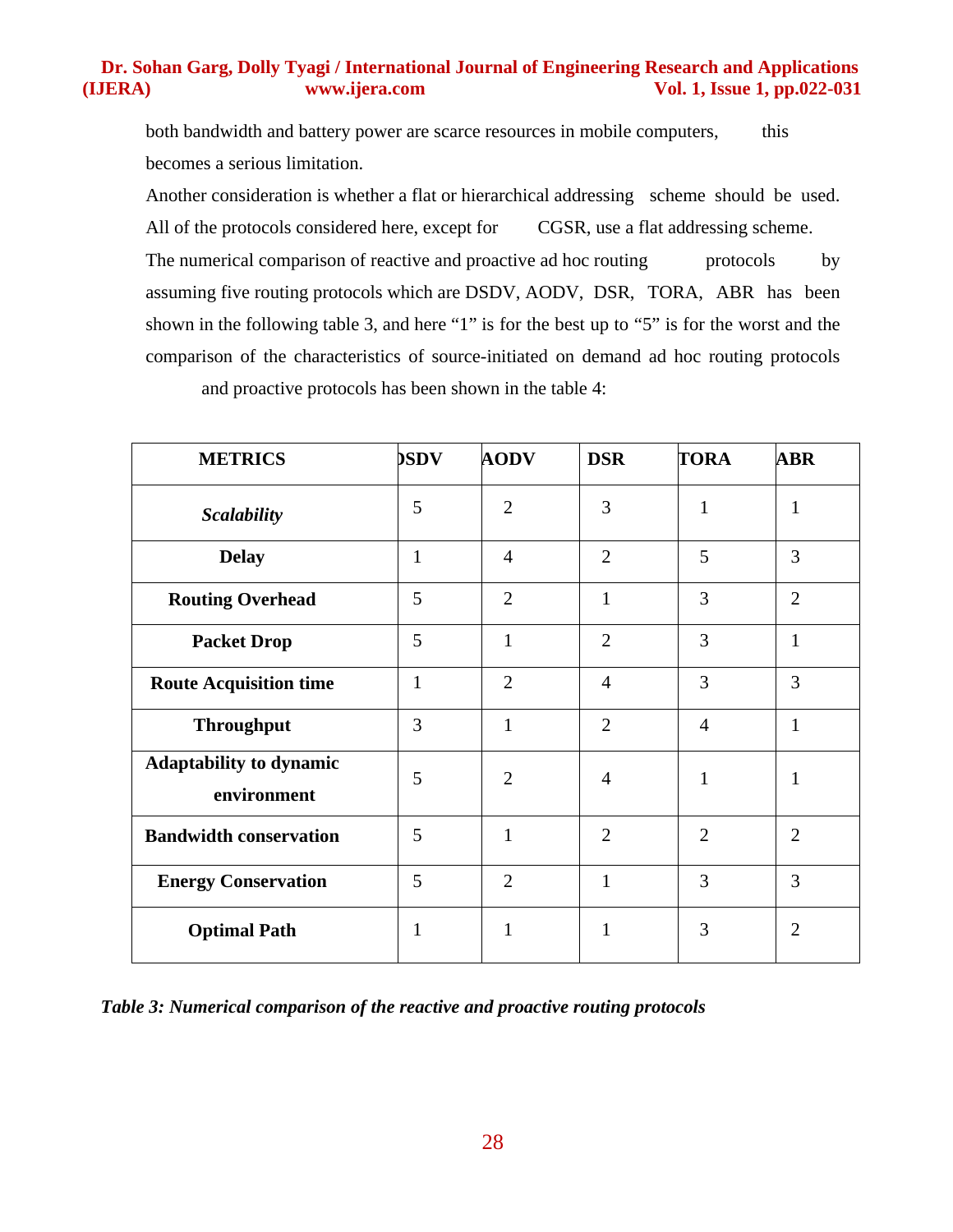both bandwidth and battery power are scarce resources in mobile computers, this becomes a serious limitation.

Another consideration is whether a flat or hierarchical addressing scheme should be used. All of the protocols considered here, except for CGSR, use a flat addressing scheme.

The numerical comparison of reactive and proactive ad hoc routing protocols by assuming five routing protocols which are DSDV, AODV, DSR, TORA, ABR has been shown in the following table 3, and here "1" is for the best up to "5" is for the worst and the comparison of the characteristics of source-initiated on demand ad hoc routing protocols and proactive protocols has been shown in the table 4:

| METRICS | DSDV | AODV | DSR | TORA | ABR |
|---|---|---|---|---|---|
| *Scalability* | 5 | 2 | 3 | 1 | 1 |
| Delay | 1 | 4 | 2 | 5 | 3 |
| Routing Overhead | 5 | 2 | 1 | 3 | 2 |
| Packet Drop | 5 | 1 | 2 | 3 | 1 |
| Route Acquisition time | 1 | 2 | 4 | 3 | 3 |
| Throughput | 3 | 1 | 2 | 4 | 1 |
| Adaptability to dynamic environment | 5 | 2 | 4 | 1 | 1 |
| Bandwidth conservation | 5 | 1 | 2 | 2 | 2 |
| Energy Conservation | 5 | 2 | 1 | 3 | 3 |
| Optimal Path | 1 | 1 | 1 | 3 | 2 |

*Table 3: Numerical comparison of the reactive and proactive routing protocols*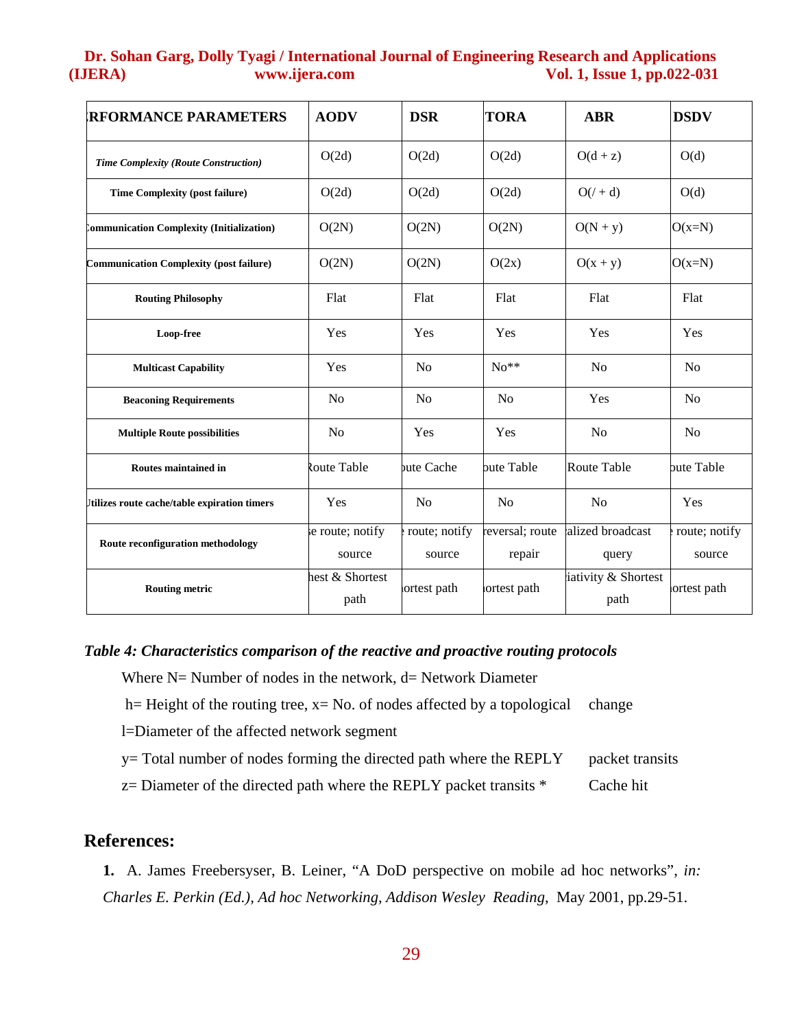| RFORMANCE PARAMETERS | AODV | DSR | TORA | ABR | DSDV |
|---|---|---|---|---|---|
| *Time Complexity (Route Construction)* | O(2d) | O(2d) | O(2d) | O(d + z) | O(d) |
| **Time Complexity (post failure)** | O(2d) | O(2d) | O(2d) | O(/ + d) | O(d) |
| **Communication Complexity (Initialization)** | O(2N) | O(2N) | O(2N) | O(N + y) | O(x=N) |
| **Communication Complexity (post failure)** | O(2N) | O(2N) | O(2x) | O(x + y) | O(x=N) |
| **Routing Philosophy** | Flat | Flat | Flat | Flat | Flat |
| **Loop-free** | Yes | Yes | Yes | Yes | Yes |
| **Multicast Capability** | Yes | No | No** | No | No |
| **Beaconing Requirements** | No | No | No | Yes | No |
| **Multiple Route possibilities** | No | Yes | Yes | No | No |
| **Routes maintained in** | Route Table | oute Cache | oute Table | Route Table | oute Table |
| **Utilizes route cache/table expiration timers** | Yes | No | No | No | Yes |
| **Route reconfiguration methodology** | e route; notify source | route; notify source | reversal; route repair | alized broadcast query | route; notify source |
| **Routing metric** | hest & Shortest path | ortest path | ortest path | iativity & Shortest path | ortest path |

*Table 4: Characteristics comparison of the reactive and proactive routing protocols*

Where N= Number of nodes in the network, d= Network Diameter

h= Height of the routing tree, x= No. of nodes affected by a topological change

l=Diameter of the affected network segment

y= Total number of nodes forming the directed path where the REPLY packet transits

z= Diameter of the directed path where the REPLY packet transits * Cache hit

## References:

1. A. James Freebersyser, B. Leiner, "A DoD perspective on mobile ad hoc networks", *in: Charles E. Perkin (Ed.), Ad hoc Networking, Addison Wesley Reading*, May 2001, pp.29-51.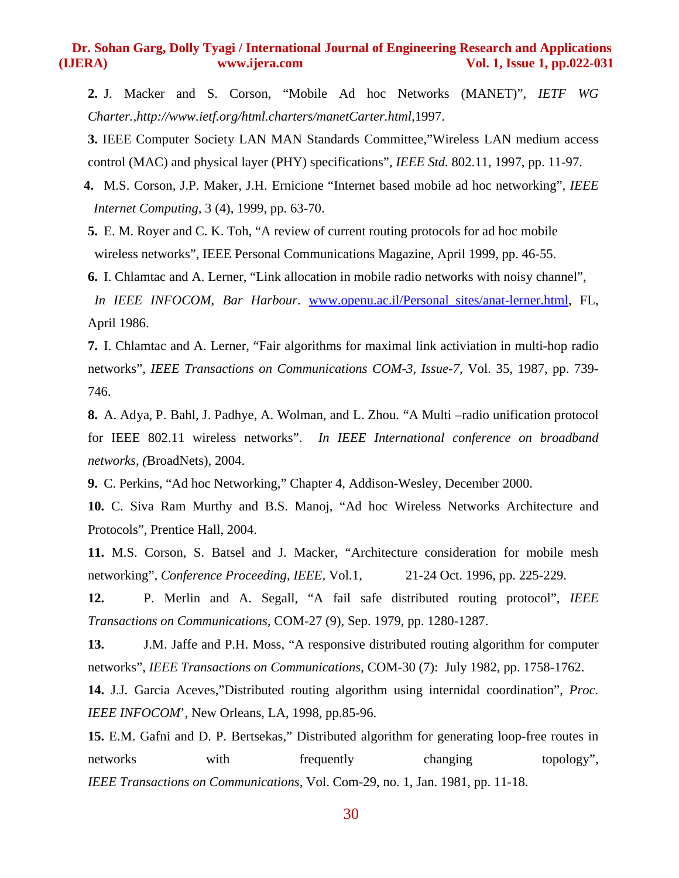**2.** J. Macker and S. Corson, "Mobile Ad hoc Networks (MANET)", *IETF WG Charter.,http://www.ietf.org/html.charters/manetCarter.html*,1997.

**3.** IEEE Computer Society LAN MAN Standards Committee,"Wireless LAN medium access control (MAC) and physical layer (PHY) specifications", *IEEE Std.* 802.11, 1997, pp. 11-97.

**4.** M.S. Corson, J.P. Maker, J.H. Ernicione "Internet based mobile ad hoc networking", *IEEE Internet Computing*, 3 (4), 1999, pp. 63-70.

**5.** E. M. Royer and C. K. Toh, "A review of current routing protocols for ad hoc mobile wireless networks", IEEE Personal Communications Magazine, April 1999, pp. 46-55.

**6.** I. Chlamtac and A. Lerner, "Link allocation in mobile radio networks with noisy channel", *In IEEE INFOCOM, Bar Harbour*. www.openu.ac.il/Personal_sites/anat-lerner.html, FL, April 1986.

**7.** I. Chlamtac and A. Lerner, "Fair algorithms for maximal link activiation in multi-hop radio networks", *IEEE Transactions on Communications COM-3, Issue-7,* Vol. 35, 1987, pp. 739-746.

**8.** A. Adya, P. Bahl, J. Padhye, A. Wolman, and L. Zhou. "A Multi –radio unification protocol for IEEE 802.11 wireless networks". *In IEEE International conference on broadband networks, (*BroadNets), 2004.

**9.** C. Perkins, "Ad hoc Networking," Chapter 4, Addison-Wesley, December 2000.

**10.** C. Siva Ram Murthy and B.S. Manoj, "Ad hoc Wireless Networks Architecture and Protocols", Prentice Hall, 2004.

**11.** M.S. Corson, S. Batsel and J. Macker, "Architecture consideration for mobile mesh networking", *Conference Proceeding, IEEE,* Vol.1, 21-24 Oct. 1996, pp. 225-229.

**12.** P. Merlin and A. Segall, "A fail safe distributed routing protocol", *IEEE Transactions on Communications*, COM-27 (9), Sep. 1979, pp. 1280-1287.

**13.** J.M. Jaffe and P.H. Moss, "A responsive distributed routing algorithm for computer networks", *IEEE Transactions on Communications*, COM-30 (7): July 1982, pp. 1758-1762.

**14.** J.J. Garcia Aceves,"Distributed routing algorithm using internidal coordination", *Proc. IEEE INFOCOM*', New Orleans, LA, 1998, pp.85-96.

**15.** E.M. Gafni and D. P. Bertsekas," Distributed algorithm for generating loop-free routes in networks with frequently changing topology", *IEEE Transactions on Communications*, Vol. Com-29, no. 1, Jan. 1981, pp. 11-18.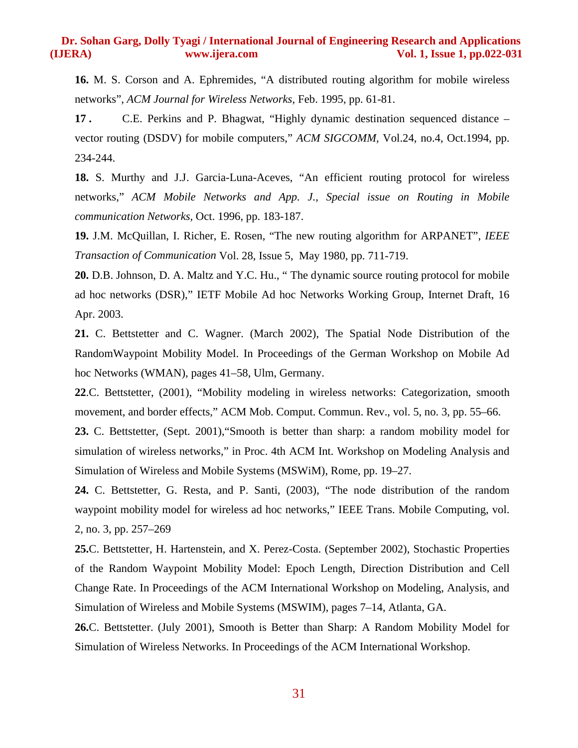**16.** M. S. Corson and A. Ephremides, “A distributed routing algorithm for mobile wireless networks”, *ACM Journal for Wireless Networks*, Feb. 1995, pp. 61-81.

**17 .** C.E. Perkins and P. Bhagwat, “Highly dynamic destination sequenced distance – vector routing (DSDV) for mobile computers,” *ACM SIGCOMM,* Vol.24, no.4, Oct.1994, pp. 234-244.

**18.** S. Murthy and J.J. Garcia-Luna-Aceves, “An efficient routing protocol for wireless networks,” *ACM Mobile Networks and App. J., Special issue on Routing in Mobile communication Networks,* Oct. 1996, pp. 183-187.

**19.** J.M. McQuillan, I. Richer, E. Rosen, “The new routing algorithm for ARPANET”, *IEEE Transaction of Communication* Vol. 28, Issue 5, May 1980, pp. 711-719.

**20.** D.B. Johnson, D. A. Maltz and Y.C. Hu., “ The dynamic source routing protocol for mobile ad hoc networks (DSR),” IETF Mobile Ad hoc Networks Working Group, Internet Draft, 16 Apr. 2003.

**21.** C. Bettstetter and C. Wagner. (March 2002), The Spatial Node Distribution of the RandomWaypoint Mobility Model. In Proceedings of the German Workshop on Mobile Ad hoc Networks (WMAN), pages 41–58, Ulm, Germany.

**22**.C. Bettstetter, (2001), “Mobility modeling in wireless networks: Categorization, smooth movement, and border effects,” ACM Mob. Comput. Commun. Rev., vol. 5, no. 3, pp. 55–66.

**23.** C. Bettstetter, (Sept. 2001),“Smooth is better than sharp: a random mobility model for simulation of wireless networks,” in Proc. 4th ACM Int. Workshop on Modeling Analysis and Simulation of Wireless and Mobile Systems (MSWiM), Rome, pp. 19–27.

**24.** C. Bettstetter, G. Resta, and P. Santi, (2003), “The node distribution of the random waypoint mobility model for wireless ad hoc networks,” IEEE Trans. Mobile Computing, vol. 2, no. 3, pp. 257–269

**25.**C. Bettstetter, H. Hartenstein, and X. Perez-Costa. (September 2002), Stochastic Properties of the Random Waypoint Mobility Model: Epoch Length, Direction Distribution and Cell Change Rate. In Proceedings of the ACM International Workshop on Modeling, Analysis, and Simulation of Wireless and Mobile Systems (MSWIM), pages 7–14, Atlanta, GA.

**26.**C. Bettstetter. (July 2001), Smooth is Better than Sharp: A Random Mobility Model for Simulation of Wireless Networks. In Proceedings of the ACM International Workshop.